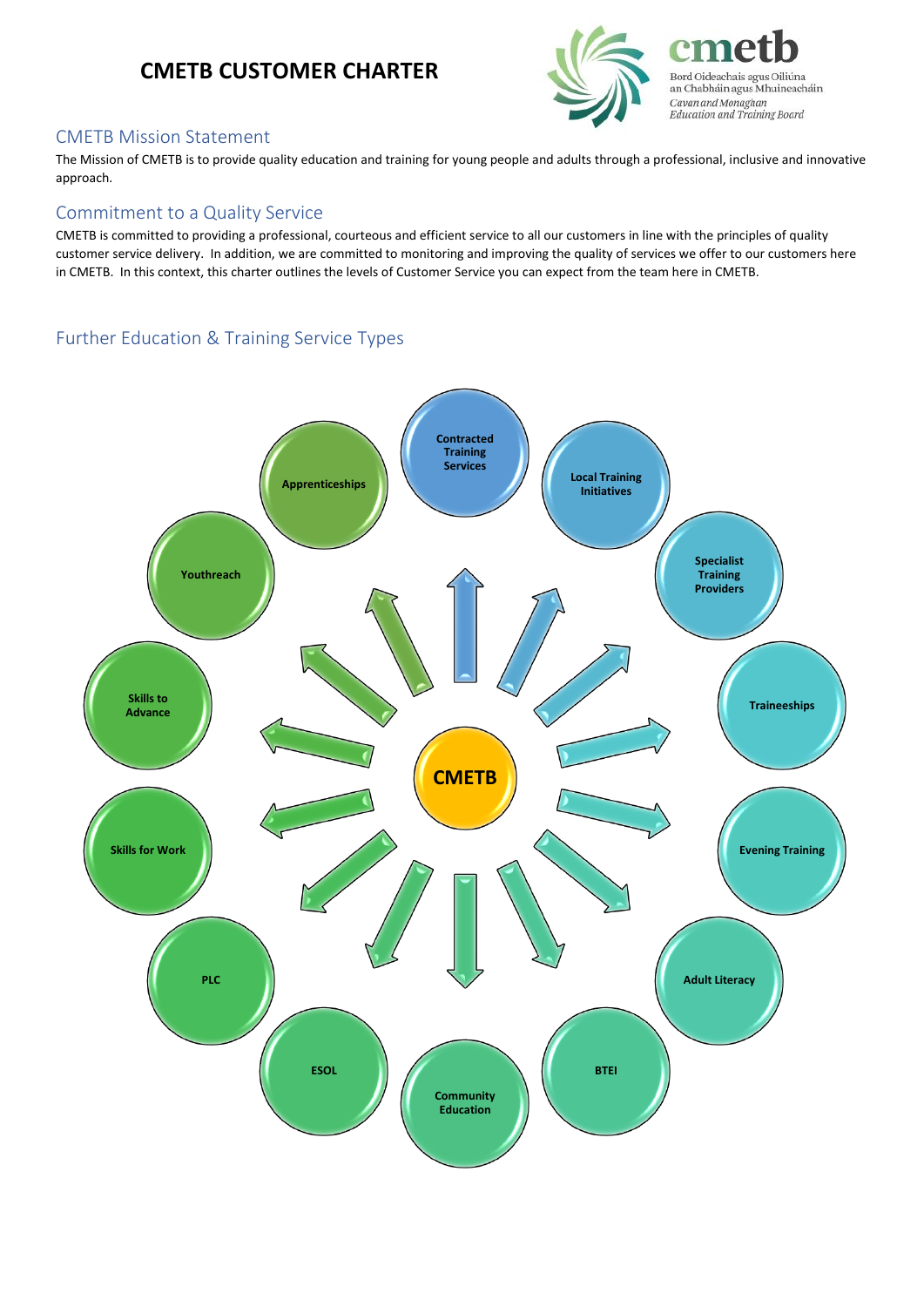# CMETB CUSTOMER CHARTER

cmetb
Bord Oideachais agus Oiliúna an Chabháin agus Mhuineacháin
Cavan and Monaghan Education and Training Board

## CMETB Mission Statement

The Mission of CMETB is to provide quality education and training for young people and adults through a professional, inclusive and innovative approach.

## Commitment to a Quality Service

CMETB is committed to providing a professional, courteous and efficient service to all our customers in line with the principles of quality customer service delivery. In addition, we are committed to monitoring and improving the quality of services we offer to our customers here in CMETB. In this context, this charter outlines the levels of Customer Service you can expect from the team here in CMETB.

## Further Education & Training Service Types

CMETB

- Contracted Training Services
- Local Training Initiatives
- Specialist Training Providers
- Traineeships
- Evening Training
- Adult Literacy
- BTEI
- Community Education
- ESOL
- PLC
- Skills for Work
- Skills to Advance
- Youthreach
- Apprenticeships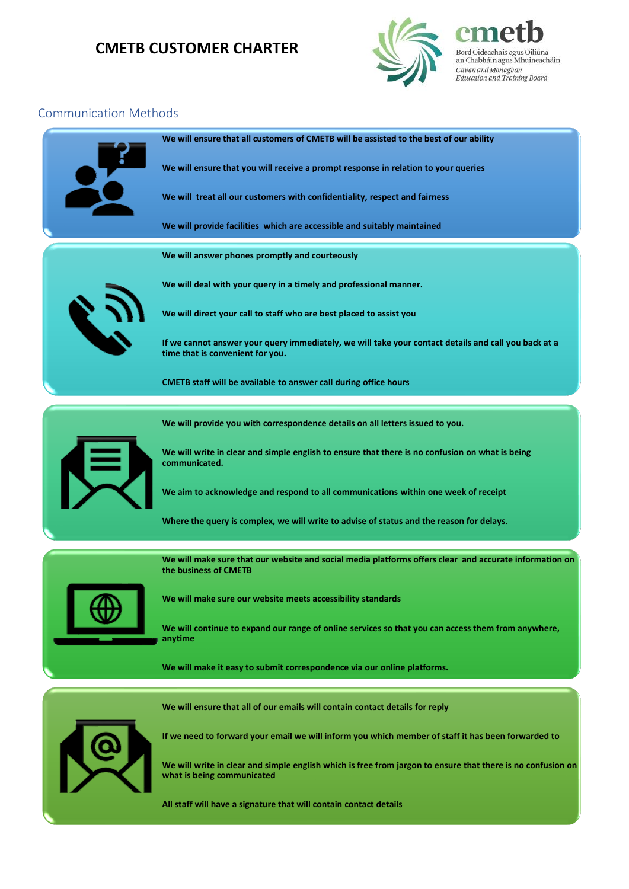# CMETB CUSTOMER CHARTER

cmetb
Bord Oideachais agus Oiliúna an Chabháin agus Mhuineacháin
*Cavan and Monaghan Education and Training Board*

## Communication Methods

**We will ensure that all customers of CMETB will be assisted to the best of our ability**

**We will ensure that you will receive a prompt response in relation to your queries**

**We will treat all our customers with confidentiality, respect and fairness**

**We will provide facilities which are accessible and suitably maintained**

**We will answer phones promptly and courteously**

**We will deal with your query in a timely and professional manner.**

**We will direct your call to staff who are best placed to assist you**

**If we cannot answer your query immediately, we will take your contact details and call you back at a time that is convenient for you.**

**CMETB staff will be available to answer call during office hours**

**We will provide you with correspondence details on all letters issued to you.**

**We will write in clear and simple english to ensure that there is no confusion on what is being communicated.**

**We aim to acknowledge and respond to all communications within one week of receipt**

**Where the query is complex, we will write to advise of status and the reason for delays.**

**We will make sure that our website and social media platforms offers clear and accurate information on the business of CMETB**

**We will make sure our website meets accessibility standards**

**We will continue to expand our range of online services so that you can access them from anywhere, anytime**

**We will make it easy to submit correspondence via our online platforms.**

**We will ensure that all of our emails will contain contact details for reply**

**If we need to forward your email we will inform you which member of staff it has been forwarded to**

**We will write in clear and simple english which is free from jargon to ensure that there is no confusion on what is being communicated**

**All staff will have a signature that will contain contact details**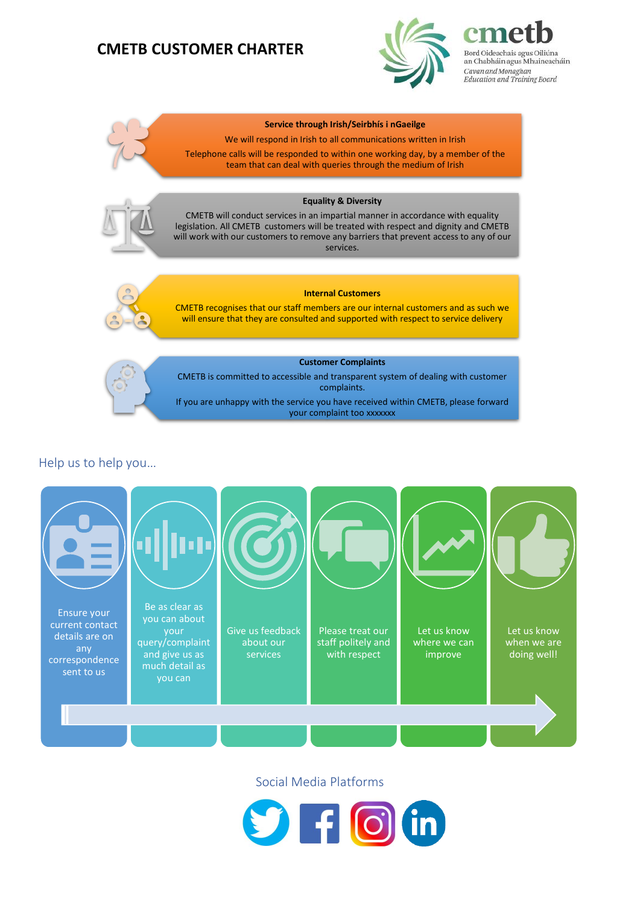# CMETB CUSTOMER CHARTER

cmetb
Bord Oideachais agus Oiliúna an Chabháin agus Mhuineacháin
*Cavan and Monaghan Education and Training Board*

**Service through Irish/Seirbhís i nGaeilge**

We will respond in Irish to all communications written in Irish

Telephone calls will be responded to within one working day, by a member of the team that can deal with queries through the medium of Irish

**Equality & Diversity**

CMETB will conduct services in an impartial manner in accordance with equality legislation. All CMETB customers will be treated with respect and dignity and CMETB will work with our customers to remove any barriers that prevent access to any of our services.

**Internal Customers**

CMETB recognises that our staff members are our internal customers and as such we will ensure that they are consulted and supported with respect to service delivery

**Customer Complaints**

CMETB is committed to accessible and transparent system of dealing with customer complaints.

If you are unhappy with the service you have received within CMETB, please forward your complaint too xxxxxxx

## Help us to help you…

- Ensure your current contact details are on any correspondence sent to us
- Be as clear as you can about your query/complaint and give us as much detail as you can
- Give us feedback about our services
- Please treat our staff politely and with respect
- Let us know where we can improve
- Let us know when we are doing well!

## Social Media Platforms